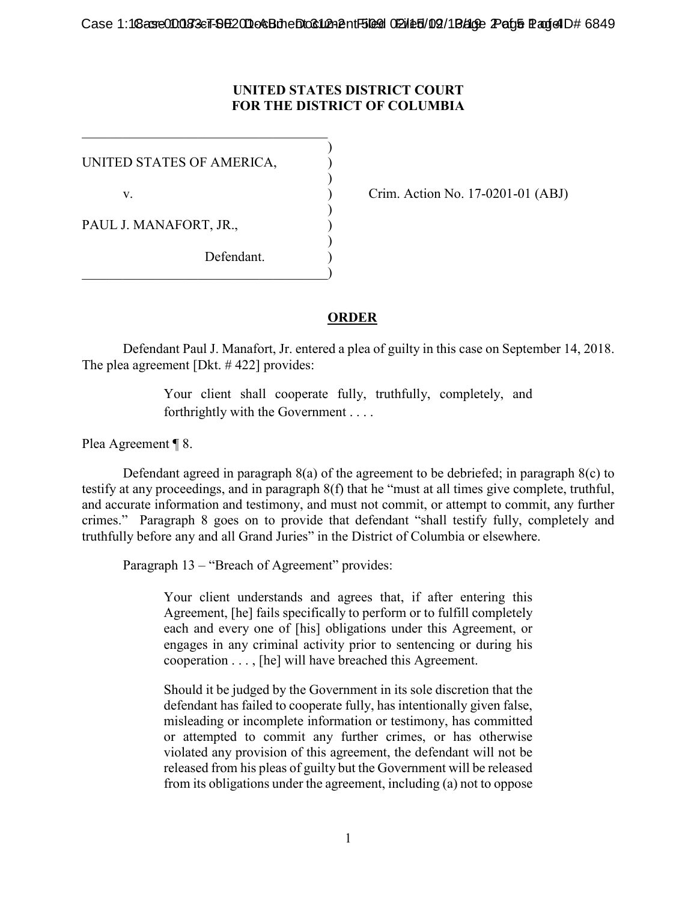**UNITED STATES DISTRICT COURT**
**FOR THE DISTRICT OF COLUMBIA**

| | | |
|---|---|---|
| UNITED STATES OF AMERICA, | ) | |
| v. | ) | Crim. Action No. 17-0201-01 (ABJ) |
| PAUL J. MANAFORT, JR., | ) | |
| Defendant. | ) | |

## ORDER

Defendant Paul J. Manafort, Jr. entered a plea of guilty in this case on September 14, 2018. The plea agreement [Dkt. # 422] provides:

> Your client shall cooperate fully, truthfully, completely, and forthrightly with the Government . . . .

Plea Agreement ¶ 8.

Defendant agreed in paragraph 8(a) of the agreement to be debriefed; in paragraph 8(c) to testify at any proceedings, and in paragraph 8(f) that he "must at all times give complete, truthful, and accurate information and testimony, and must not commit, or attempt to commit, any further crimes." Paragraph 8 goes on to provide that defendant "shall testify fully, completely and truthfully before any and all Grand Juries" in the District of Columbia or elsewhere.

Paragraph 13 – "Breach of Agreement" provides:

> Your client understands and agrees that, if after entering this Agreement, [he] fails specifically to perform or to fulfill completely each and every one of [his] obligations under this Agreement, or engages in any criminal activity prior to sentencing or during his cooperation . . . , [he] will have breached this Agreement.
>
> Should it be judged by the Government in its sole discretion that the defendant has failed to cooperate fully, has intentionally given false, misleading or incomplete information or testimony, has committed or attempted to commit any further crimes, or has otherwise violated any provision of this agreement, the defendant will not be released from his pleas of guilty but the Government will be released from its obligations under the agreement, including (a) not to oppose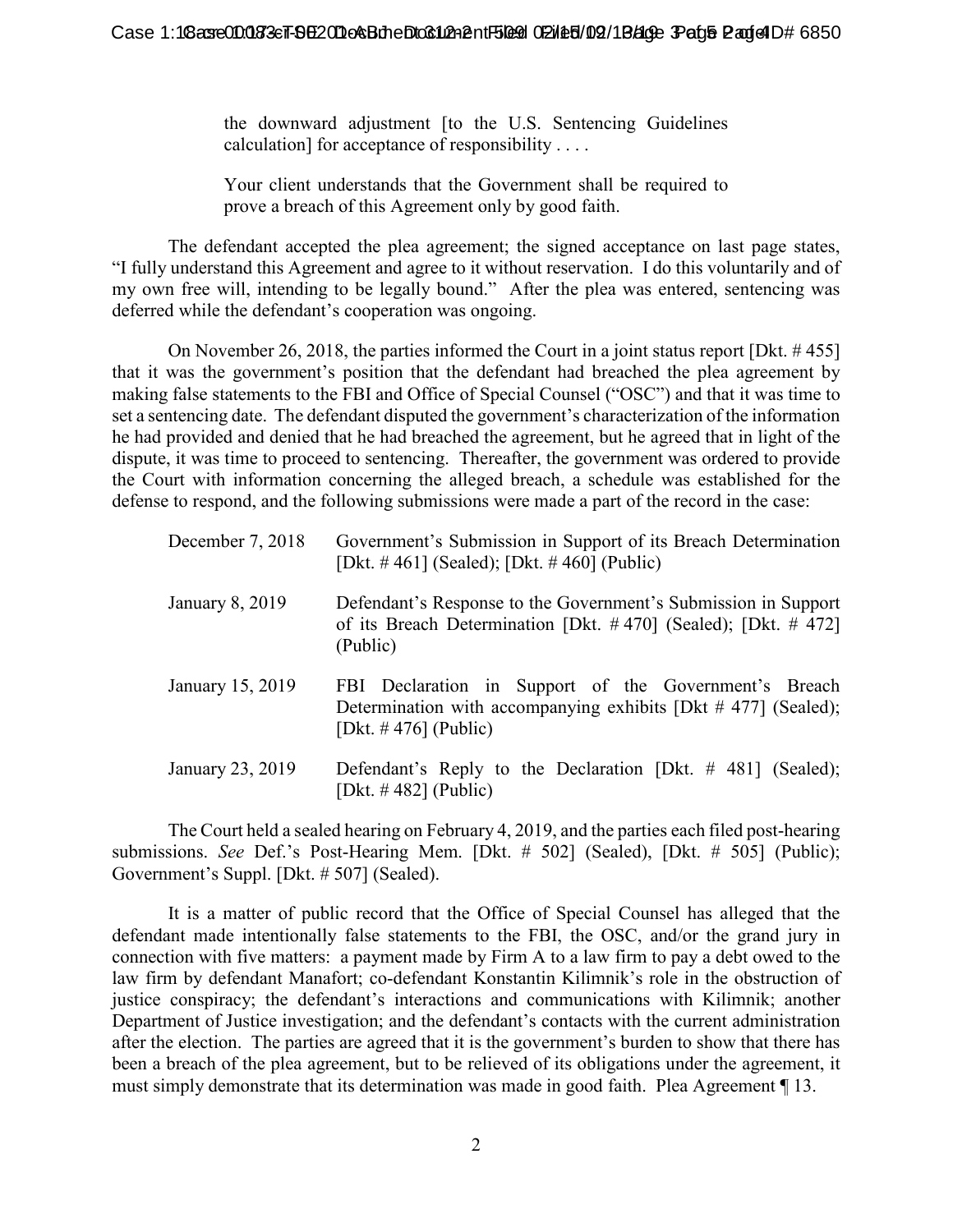> the downward adjustment [to the U.S. Sentencing Guidelines calculation] for acceptance of responsibility . . . .
>
> Your client understands that the Government shall be required to prove a breach of this Agreement only by good faith.

The defendant accepted the plea agreement; the signed acceptance on last page states, "I fully understand this Agreement and agree to it without reservation. I do this voluntarily and of my own free will, intending to be legally bound." After the plea was entered, sentencing was deferred while the defendant's cooperation was ongoing.

On November 26, 2018, the parties informed the Court in a joint status report [Dkt. # 455] that it was the government's position that the defendant had breached the plea agreement by making false statements to the FBI and Office of Special Counsel ("OSC") and that it was time to set a sentencing date. The defendant disputed the government's characterization of the information he had provided and denied that he had breached the agreement, but he agreed that in light of the dispute, it was time to proceed to sentencing. Thereafter, the government was ordered to provide the Court with information concerning the alleged breach, a schedule was established for the defense to respond, and the following submissions were made a part of the record in the case:

| | |
|---|---|
| December 7, 2018 | Government's Submission in Support of its Breach Determination [Dkt. # 461] (Sealed); [Dkt. # 460] (Public) |
| January 8, 2019 | Defendant's Response to the Government's Submission in Support of its Breach Determination [Dkt. # 470] (Sealed); [Dkt. # 472] (Public) |
| January 15, 2019 | FBI Declaration in Support of the Government's Breach Determination with accompanying exhibits [Dkt # 477] (Sealed); [Dkt. # 476] (Public) |
| January 23, 2019 | Defendant's Reply to the Declaration [Dkt. # 481] (Sealed); [Dkt. # 482] (Public) |

The Court held a sealed hearing on February 4, 2019, and the parties each filed post-hearing submissions. *See* Def.'s Post-Hearing Mem. [Dkt. # 502] (Sealed), [Dkt. # 505] (Public); Government's Suppl. [Dkt. # 507] (Sealed).

It is a matter of public record that the Office of Special Counsel has alleged that the defendant made intentionally false statements to the FBI, the OSC, and/or the grand jury in connection with five matters: a payment made by Firm A to a law firm to pay a debt owed to the law firm by defendant Manafort; co-defendant Konstantin Kilimnik's role in the obstruction of justice conspiracy; the defendant's interactions and communications with Kilimnik; another Department of Justice investigation; and the defendant's contacts with the current administration after the election. The parties are agreed that it is the government's burden to show that there has been a breach of the plea agreement, but to be relieved of its obligations under the agreement, it must simply demonstrate that its determination was made in good faith. Plea Agreement ¶ 13.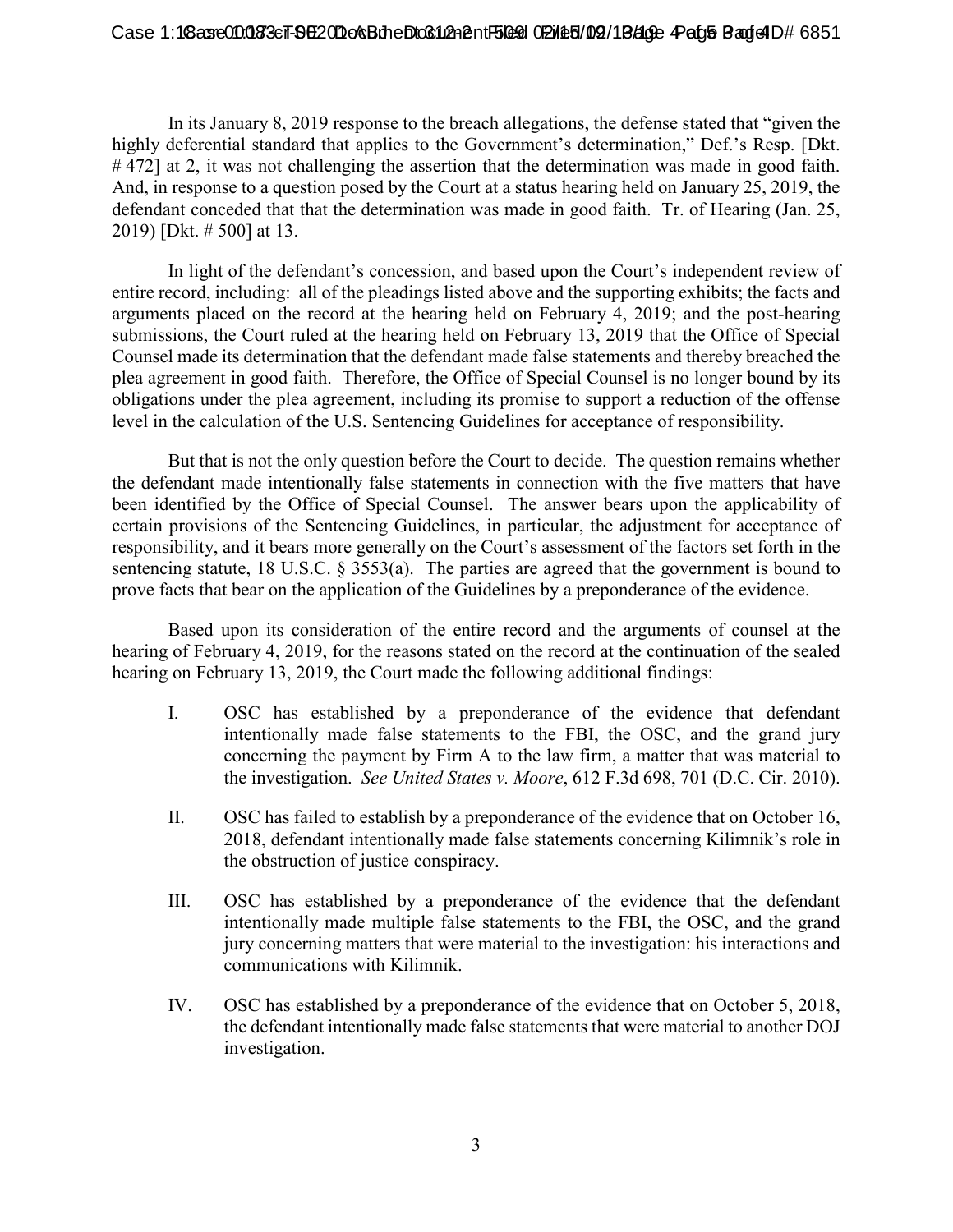In its January 8, 2019 response to the breach allegations, the defense stated that "given the highly deferential standard that applies to the Government's determination," Def.'s Resp. [Dkt. # 472] at 2, it was not challenging the assertion that the determination was made in good faith. And, in response to a question posed by the Court at a status hearing held on January 25, 2019, the defendant conceded that that the determination was made in good faith. Tr. of Hearing (Jan. 25, 2019) [Dkt. # 500] at 13.

In light of the defendant's concession, and based upon the Court's independent review of entire record, including: all of the pleadings listed above and the supporting exhibits; the facts and arguments placed on the record at the hearing held on February 4, 2019; and the post-hearing submissions, the Court ruled at the hearing held on February 13, 2019 that the Office of Special Counsel made its determination that the defendant made false statements and thereby breached the plea agreement in good faith. Therefore, the Office of Special Counsel is no longer bound by its obligations under the plea agreement, including its promise to support a reduction of the offense level in the calculation of the U.S. Sentencing Guidelines for acceptance of responsibility.

But that is not the only question before the Court to decide. The question remains whether the defendant made intentionally false statements in connection with the five matters that have been identified by the Office of Special Counsel. The answer bears upon the applicability of certain provisions of the Sentencing Guidelines, in particular, the adjustment for acceptance of responsibility, and it bears more generally on the Court's assessment of the factors set forth in the sentencing statute, 18 U.S.C. § 3553(a). The parties are agreed that the government is bound to prove facts that bear on the application of the Guidelines by a preponderance of the evidence.

Based upon its consideration of the entire record and the arguments of counsel at the hearing of February 4, 2019, for the reasons stated on the record at the continuation of the sealed hearing on February 13, 2019, the Court made the following additional findings:

I. OSC has established by a preponderance of the evidence that defendant intentionally made false statements to the FBI, the OSC, and the grand jury concerning the payment by Firm A to the law firm, a matter that was material to the investigation. *See United States v. Moore*, 612 F.3d 698, 701 (D.C. Cir. 2010).

II. OSC has failed to establish by a preponderance of the evidence that on October 16, 2018, defendant intentionally made false statements concerning Kilimnik's role in the obstruction of justice conspiracy.

III. OSC has established by a preponderance of the evidence that the defendant intentionally made multiple false statements to the FBI, the OSC, and the grand jury concerning matters that were material to the investigation: his interactions and communications with Kilimnik.

IV. OSC has established by a preponderance of the evidence that on October 5, 2018, the defendant intentionally made false statements that were material to another DOJ investigation.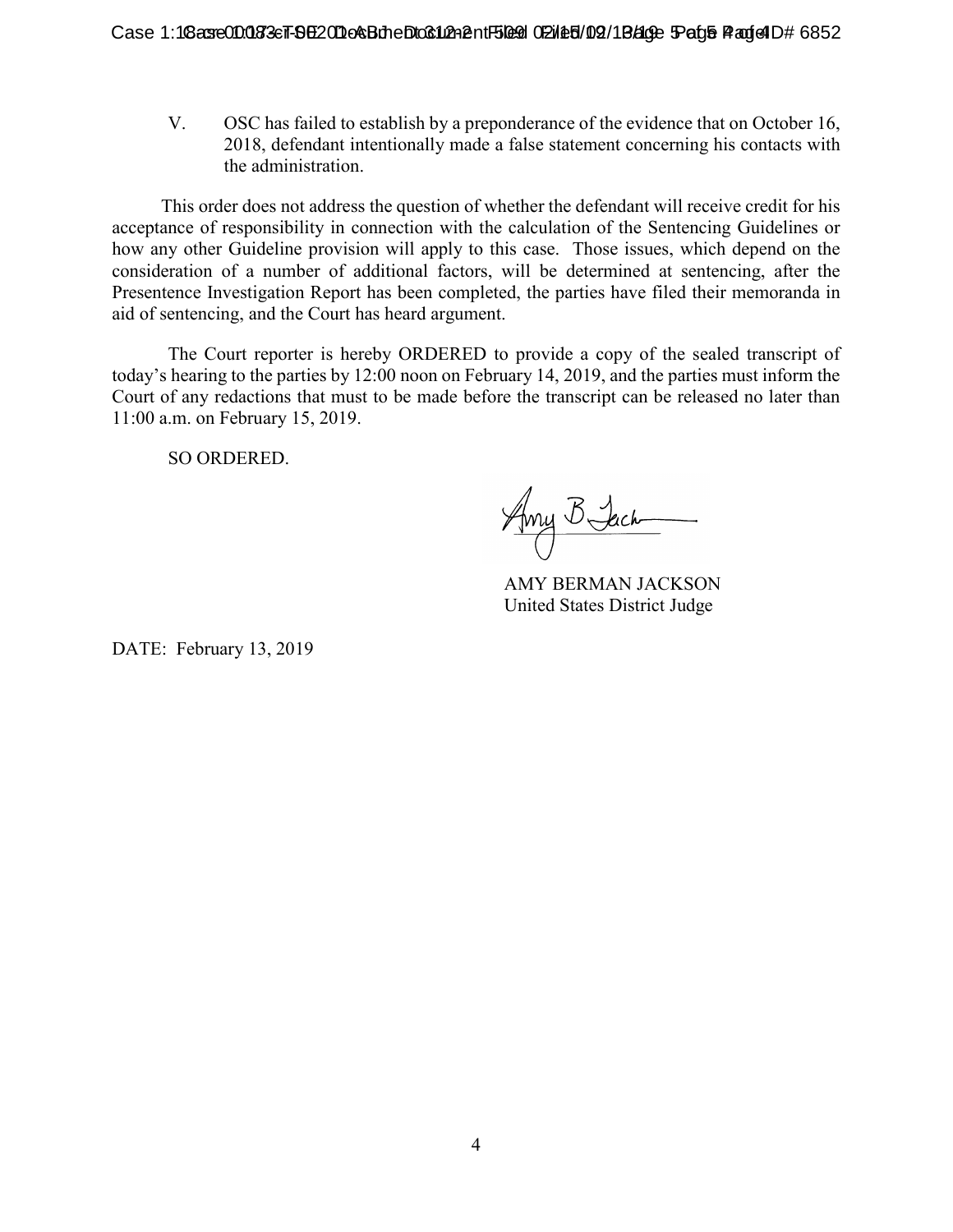V. OSC has failed to establish by a preponderance of the evidence that on October 16, 2018, defendant intentionally made a false statement concerning his contacts with the administration.

This order does not address the question of whether the defendant will receive credit for his acceptance of responsibility in connection with the calculation of the Sentencing Guidelines or how any other Guideline provision will apply to this case. Those issues, which depend on the consideration of a number of additional factors, will be determined at sentencing, after the Presentence Investigation Report has been completed, the parties have filed their memoranda in aid of sentencing, and the Court has heard argument.

The Court reporter is hereby ORDERED to provide a copy of the sealed transcript of today's hearing to the parties by 12:00 noon on February 14, 2019, and the parties must inform the Court of any redactions that must to be made before the transcript can be released no later than 11:00 a.m. on February 15, 2019.

SO ORDERED.

AMY BERMAN JACKSON
United States District Judge

DATE: February 13, 2019